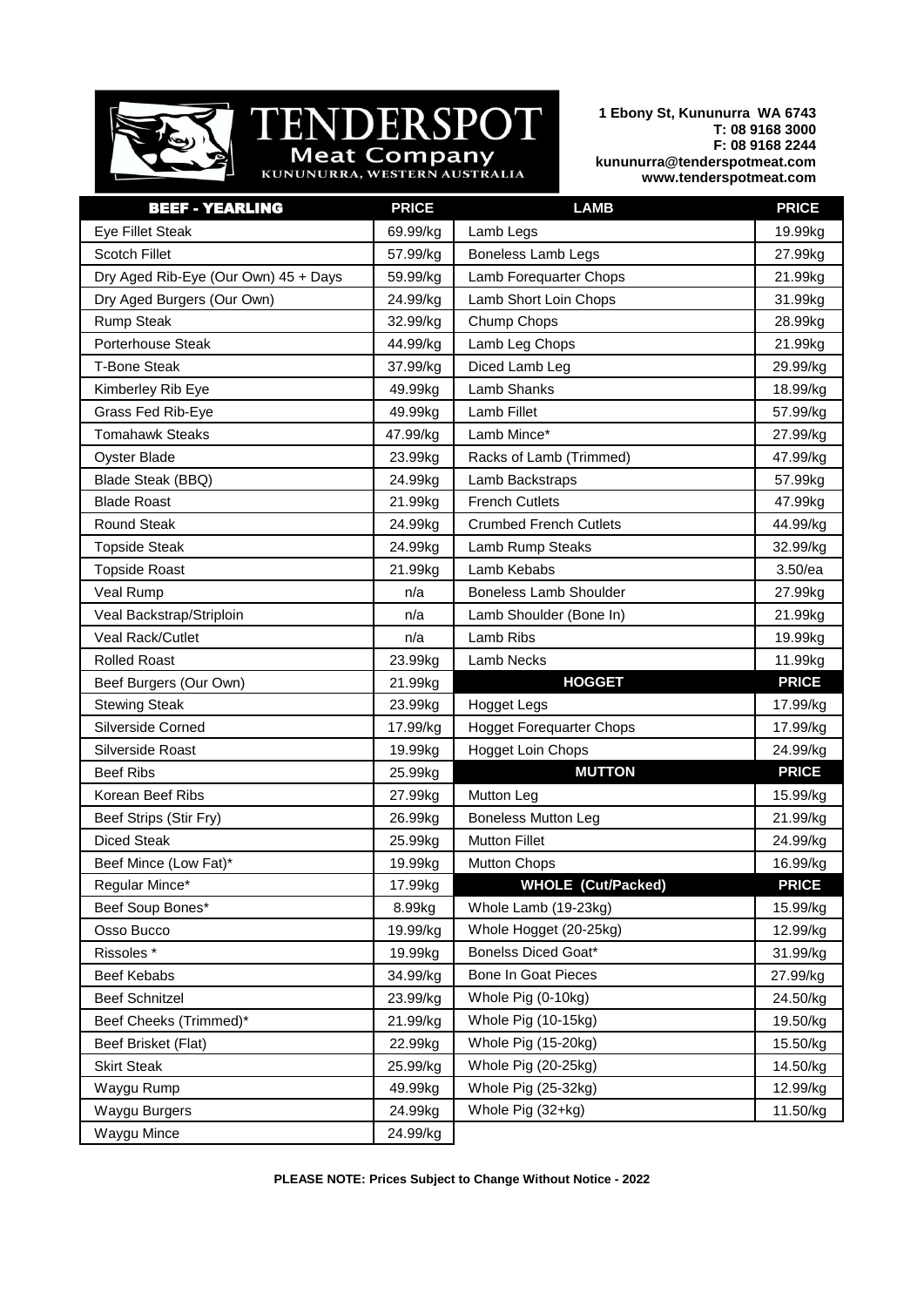# TENDERSPOT Meat Company

KUNUNURRA, WESTERN AUSTRALIA

**1 Ebony St, Kununurra WA 6743**
**T: 08 9168 3000**
**F: 08 9168 2244**
**kununurra@tenderspotmeat.com**
**www.tenderspotmeat.com**

| BEEF - YEARLING | PRICE | LAMB | PRICE |
|---|---|---|---|
| Eye Fillet Steak | 69.99/kg | Lamb Legs | 19.99kg |
| Scotch Fillet | 57.99/kg | Boneless Lamb Legs | 27.99kg |
| Dry Aged Rib-Eye (Our Own) 45 + Days | 59.99/kg | Lamb Forequarter Chops | 21.99kg |
| Dry Aged Burgers (Our Own) | 24.99/kg | Lamb Short Loin Chops | 31.99kg |
| Rump Steak | 32.99/kg | Chump Chops | 28.99kg |
| Porterhouse Steak | 44.99/kg | Lamb Leg Chops | 21.99kg |
| T-Bone Steak | 37.99/kg | Diced Lamb Leg | 29.99/kg |
| Kimberley Rib Eye | 49.99kg | Lamb Shanks | 18.99/kg |
| Grass Fed Rib-Eye | 49.99kg | Lamb Fillet | 57.99/kg |
| Tomahawk Steaks | 47.99/kg | Lamb Mince* | 27.99kg |
| Oyster Blade | 23.99kg | Racks of Lamb (Trimmed) | 47.99/kg |
| Blade Steak (BBQ) | 24.99kg | Lamb Backstraps | 57.99kg |
| Blade Roast | 21.99kg | French Cutlets | 47.99kg |
| Round Steak | 24.99kg | Crumbed French Cutlets | 44.99/kg |
| Topside Steak | 24.99kg | Lamb Rump Steaks | 32.99/kg |
| Topside Roast | 21.99kg | Lamb Kebabs | 3.50/ea |
| Veal Rump | n/a | Boneless Lamb Shoulder | 27.99kg |
| Veal Backstrap/Striploin | n/a | Lamb Shoulder (Bone In) | 21.99kg |
| Veal Rack/Cutlet | n/a | Lamb Ribs | 19.99kg |
| Rolled Roast | 23.99kg | Lamb Necks | 11.99kg |
| Beef Burgers (Our Own) | 21.99kg | **HOGGET** | **PRICE** |
| Stewing Steak | 23.99kg | Hogget Legs | 17.99/kg |
| Silverside Corned | 17.99/kg | Hogget Forequarter Chops | 17.99/kg |
| Silverside Roast | 19.99kg | Hogget Loin Chops | 24.99/kg |
| Beef Ribs | 25.99kg | **MUTTON** | **PRICE** |
| Korean Beef Ribs | 27.99kg | Mutton Leg | 15.99/kg |
| Beef Strips (Stir Fry) | 26.99kg | Boneless Mutton Leg | 21.99/kg |
| Diced Steak | 25.99kg | Mutton Fillet | 24.99/kg |
| Beef Mince (Low Fat)* | 19.99kg | Mutton Chops | 16.99/kg |
| Regular Mince* | 17.99kg | **WHOLE (Cut/Packed)** | **PRICE** |
| Beef Soup Bones* | 8.99kg | Whole Lamb (19-23kg) | 15.99/kg |
| Osso Bucco | 19.99/kg | Whole Hogget (20-25kg) | 12.99/kg |
| Rissoles * | 19.99kg | Bonelss Diced Goat* | 31.99/kg |
| Beef Kebabs | 34.99/kg | Bone In Goat Pieces | 27.99/kg |
| Beef Schnitzel | 23.99/kg | Whole Pig (0-10kg) | 24.50/kg |
| Beef Cheeks (Trimmed)* | 21.99/kg | Whole Pig (10-15kg) | 19.50/kg |
| Beef Brisket (Flat) | 22.99kg | Whole Pig (15-20kg) | 15.50/kg |
| Skirt Steak | 25.99/kg | Whole Pig (20-25kg) | 14.50/kg |
| Waygu Rump | 49.99kg | Whole Pig (25-32kg) | 12.99/kg |
| Waygu Burgers | 24.99kg | Whole Pig (32+kg) | 11.50/kg |
| Waygu Mince | 24.99/kg | | |

**PLEASE NOTE: Prices Subject to Change Without Notice - 2022**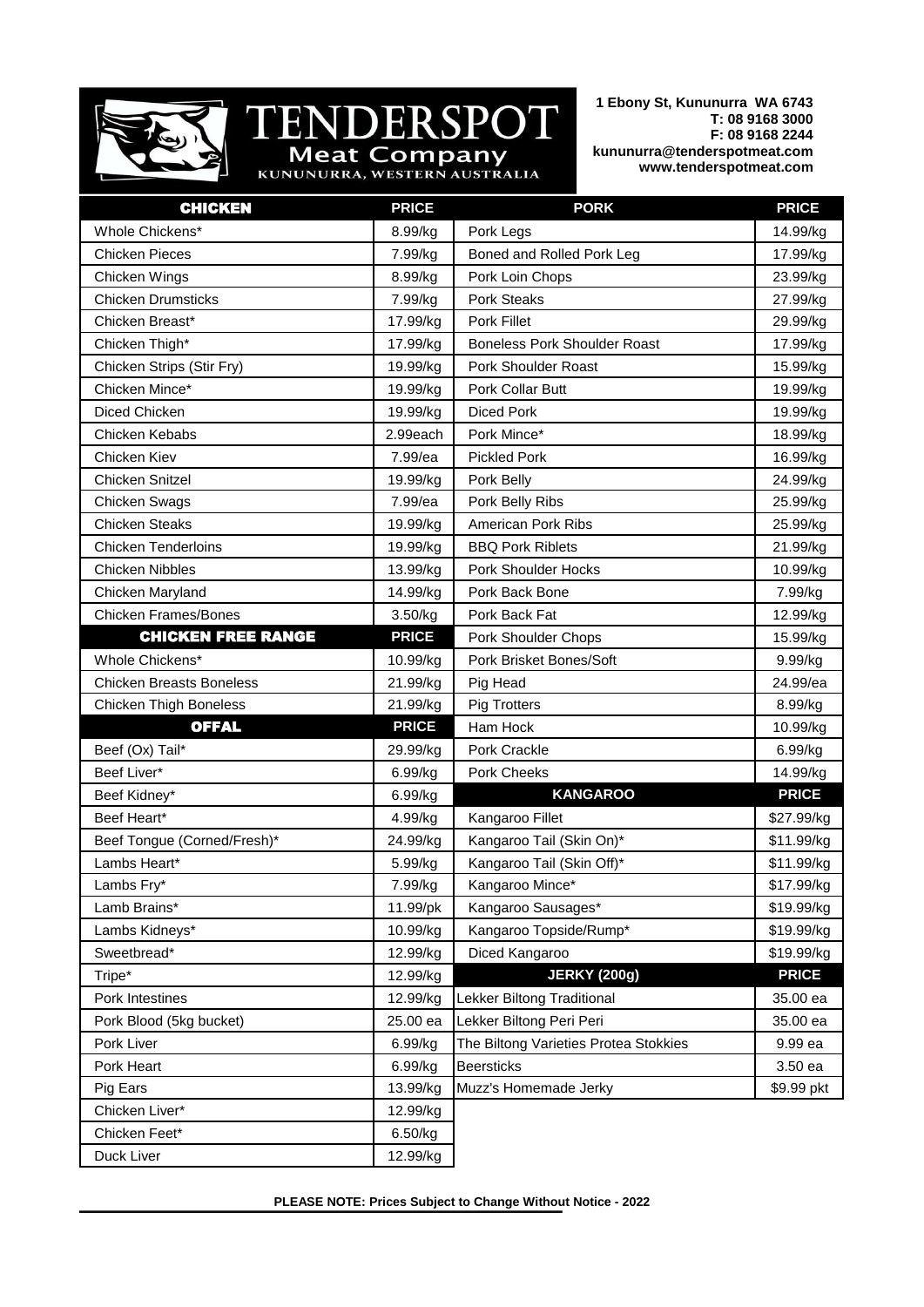# TENDERSPOT Meat Company

KUNUNURRA, WESTERN AUSTRALIA

**1 Ebony St, Kununurra WA 6743**
**T: 08 9168 3000**
**F: 08 9168 2244**
**kununurra@tenderspotmeat.com**
**www.tenderspotmeat.com**

| CHICKEN | PRICE |
|---|---|
| Whole Chickens* | 8.99/kg |
| Chicken Pieces | 7.99/kg |
| Chicken Wings | 8.99/kg |
| Chicken Drumsticks | 7.99/kg |
| Chicken Breast* | 17.99/kg |
| Chicken Thigh* | 17.99/kg |
| Chicken Strips (Stir Fry) | 19.99/kg |
| Chicken Mince* | 19.99/kg |
| Diced Chicken | 19.99/kg |
| Chicken Kebabs | 2.99each |
| Chicken Kiev | 7.99/ea |
| Chicken Snitzel | 19.99/kg |
| Chicken Swags | 7.99/ea |
| Chicken Steaks | 19.99/kg |
| Chicken Tenderloins | 19.99/kg |
| Chicken Nibbles | 13.99/kg |
| Chicken Maryland | 14.99/kg |
| Chicken Frames/Bones | 3.50/kg |

| CHICKEN FREE RANGE | PRICE |
|---|---|
| Whole Chickens* | 10.99/kg |
| Chicken Breasts Boneless | 21.99/kg |
| Chicken Thigh Boneless | 21.99/kg |

| OFFAL | PRICE |
|---|---|
| Beef (Ox) Tail* | 29.99/kg |
| Beef Liver* | 6.99/kg |
| Beef Kidney* | 6.99/kg |
| Beef Heart* | 4.99/kg |
| Beef Tongue (Corned/Fresh)* | 24.99/kg |
| Lambs Heart* | 5.99/kg |
| Lambs Fry* | 7.99/kg |
| Lamb Brains* | 11.99/pk |
| Lambs Kidneys* | 10.99/kg |
| Sweetbread* | 12.99/kg |
| Tripe* | 12.99/kg |
| Pork Intestines | 12.99/kg |
| Pork Blood (5kg bucket) | 25.00 ea |
| Pork Liver | 6.99/kg |
| Pork Heart | 6.99/kg |
| Pig Ears | 13.99/kg |
| Chicken Liver* | 12.99/kg |
| Chicken Feet* | 6.50/kg |
| Duck Liver | 12.99/kg |

| PORK | PRICE |
|---|---|
| Pork Legs | 14.99/kg |
| Boned and Rolled Pork Leg | 17.99/kg |
| Pork Loin Chops | 23.99/kg |
| Pork Steaks | 27.99/kg |
| Pork Fillet | 29.99/kg |
| Boneless Pork Shoulder Roast | 17.99/kg |
| Pork Shoulder Roast | 15.99/kg |
| Pork Collar Butt | 19.99/kg |
| Diced Pork | 19.99/kg |
| Pork Mince* | 18.99/kg |
| Pickled Pork | 16.99/kg |
| Pork Belly | 24.99/kg |
| Pork Belly Ribs | 25.99/kg |
| American Pork Ribs | 25.99/kg |
| BBQ Pork Riblets | 21.99/kg |
| Pork Shoulder Hocks | 10.99/kg |
| Pork Back Bone | 7.99/kg |
| Pork Back Fat | 12.99/kg |
| Pork Shoulder Chops | 15.99/kg |
| Pork Brisket Bones/Soft | 9.99/kg |
| Pig Head | 24.99/ea |
| Pig Trotters | 8.99/kg |
| Ham Hock | 10.99/kg |
| Pork Crackle | 6.99/kg |
| Pork Cheeks | 14.99/kg |

| KANGAROO | PRICE |
|---|---|
| Kangaroo Fillet | $27.99/kg |
| Kangaroo Tail (Skin On)* | $11.99/kg |
| Kangaroo Tail (Skin Off)* | $11.99/kg |
| Kangaroo Mince* | $17.99/kg |
| Kangaroo Sausages* | $19.99/kg |
| Kangaroo Topside/Rump* | $19.99/kg |
| Diced Kangaroo | $19.99/kg |

| JERKY (200g) | PRICE |
|---|---|
| Lekker Biltong Traditional | 35.00 ea |
| Lekker Biltong Peri Peri | 35.00 ea |
| The Biltong Varieties Protea Stokkies | 9.99 ea |
| Beersticks | 3.50 ea |
| Muzz's Homemade Jerky | $9.99 pkt |

**PLEASE NOTE: Prices Subject to Change Without Notice - 2022**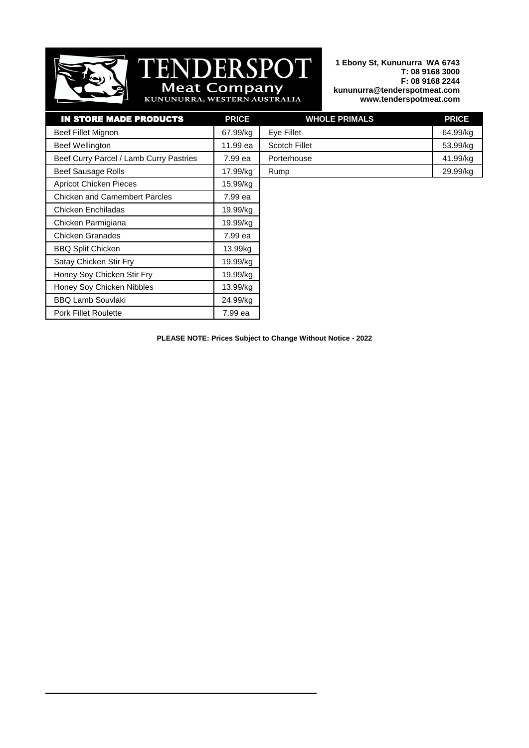# TENDERSPOT
## Meat Company
KUNUNURRA, WESTERN AUSTRALIA

**1 Ebony St, Kununurra WA 6743**
**T: 08 9168 3000**
**F: 08 9168 2244**
**kununurra@tenderspotmeat.com**
**www.tenderspotmeat.com**

| IN STORE MADE PRODUCTS | PRICE |
|---|---|
| Beef Fillet Mignon | 67.99/kg |
| Beef Wellington | 11.99 ea |
| Beef Curry Parcel / Lamb Curry Pastries | 7.99 ea |
| Beef Sausage Rolls | 17.99/kg |
| Apricot Chicken Pieces | 15.99/kg |
| Chicken and Camembert Parcles | 7.99 ea |
| Chicken Enchiladas | 19.99/kg |
| Chicken Parmigiana | 19.99/kg |
| Chicken Granades | 7.99 ea |
| BBQ Split Chicken | 13.99kg |
| Satay Chicken Stir Fry | 19.99/kg |
| Honey Soy Chicken Stir Fry | 19.99/kg |
| Honey Soy Chicken Nibbles | 13.99/kg |
| BBQ Lamb Souvlaki | 24.99/kg |
| Pork Fillet Roulette | 7.99 ea |

| WHOLE PRIMALS | PRICE |
|---|---|
| Eye Fillet | 64.99/kg |
| Scotch Fillet | 53.99/kg |
| Porterhouse | 41.99/kg |
| Rump | 29.99/kg |

**PLEASE NOTE: Prices Subject to Change Without Notice - 2022**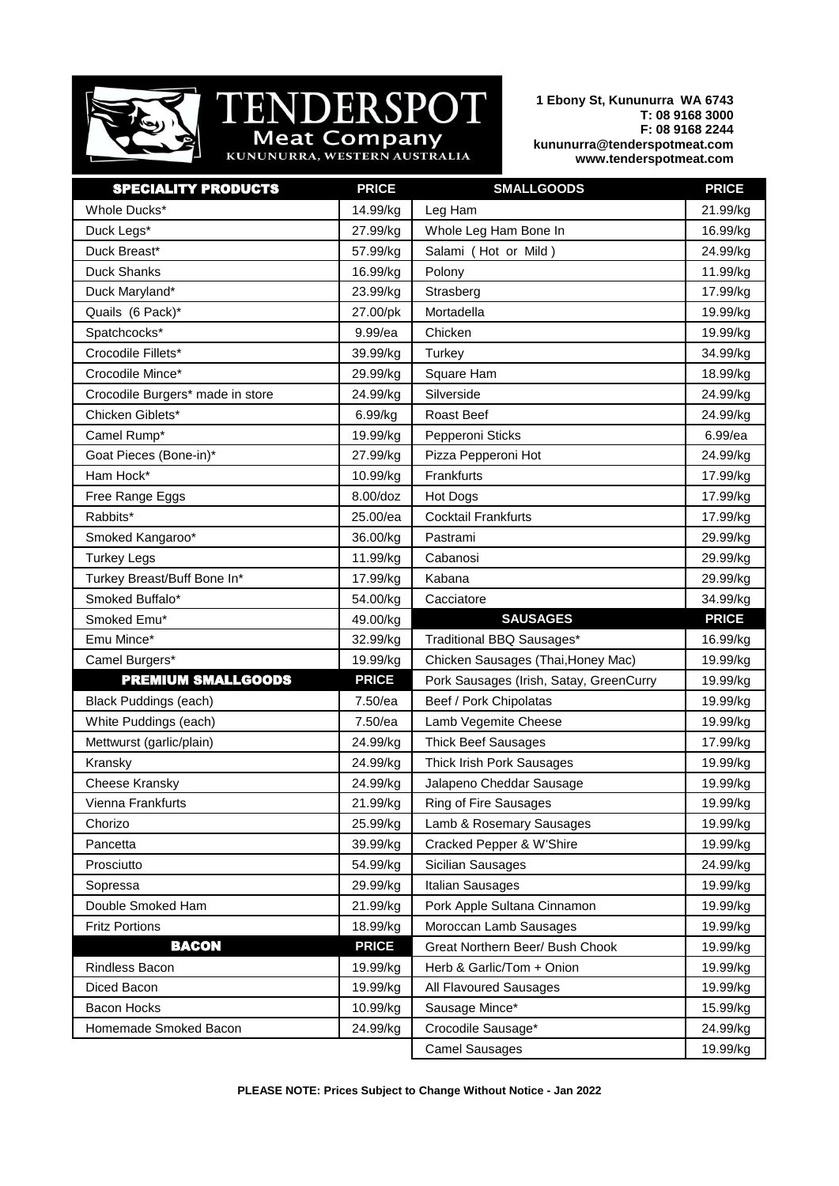# TENDERSPOT Meat Company

KUNUNURRA, WESTERN AUSTRALIA

**1 Ebony St, Kununurra WA 6743**
**T: 08 9168 3000**
**F: 08 9168 2244**
**kununurra@tenderspotmeat.com**
**www.tenderspotmeat.com**

| SPECIALITY PRODUCTS | PRICE |
|---|---|
| Whole Ducks* | 14.99/kg |
| Duck Legs* | 27.99/kg |
| Duck Breast* | 57.99/kg |
| Duck Shanks | 16.99/kg |
| Duck Maryland* | 23.99/kg |
| Quails (6 Pack)* | 27.00/pk |
| Spatchcocks* | 9.99/ea |
| Crocodile Fillets* | 39.99/kg |
| Crocodile Mince* | 29.99/kg |
| Crocodile Burgers* made in store | 24.99/kg |
| Chicken Giblets* | 6.99/kg |
| Camel Rump* | 19.99/kg |
| Goat Pieces (Bone-in)* | 27.99/kg |
| Ham Hock* | 10.99/kg |
| Free Range Eggs | 8.00/doz |
| Rabbits* | 25.00/ea |
| Smoked Kangaroo* | 36.00/kg |
| Turkey Legs | 11.99/kg |
| Turkey Breast/Buff Bone In* | 17.99/kg |
| Smoked Buffalo* | 54.00/kg |
| Smoked Emu* | 49.00/kg |
| Emu Mince* | 32.99/kg |
| Camel Burgers* | 19.99/kg |

| PREMIUM SMALLGOODS | PRICE |
|---|---|
| Black Puddings (each) | 7.50/ea |
| White Puddings (each) | 7.50/ea |
| Mettwurst (garlic/plain) | 24.99/kg |
| Kransky | 24.99/kg |
| Cheese Kransky | 24.99/kg |
| Vienna Frankfurts | 21.99/kg |
| Chorizo | 25.99/kg |
| Pancetta | 39.99/kg |
| Prosciutto | 54.99/kg |
| Sopressa | 29.99/kg |
| Double Smoked Ham | 21.99/kg |
| Fritz Portions | 18.99/kg |

| BACON | PRICE |
|---|---|
| Rindless Bacon | 19.99/kg |
| Diced Bacon | 19.99/kg |
| Bacon Hocks | 10.99/kg |
| Homemade Smoked Bacon | 24.99/kg |

| SMALLGOODS | PRICE |
|---|---|
| Leg Ham | 21.99/kg |
| Whole Leg Ham Bone In | 16.99/kg |
| Salami ( Hot or Mild ) | 24.99/kg |
| Polony | 11.99/kg |
| Strasberg | 17.99/kg |
| Mortadella | 19.99/kg |
| Chicken | 19.99/kg |
| Turkey | 34.99/kg |
| Square Ham | 18.99/kg |
| Silverside | 24.99/kg |
| Roast Beef | 24.99/kg |
| Pepperoni Sticks | 6.99/ea |
| Pizza Pepperoni Hot | 24.99/kg |
| Frankfurts | 17.99/kg |
| Hot Dogs | 17.99/kg |
| Cocktail Frankfurts | 17.99/kg |
| Pastrami | 29.99/kg |
| Cabanosi | 29.99/kg |
| Kabana | 29.99/kg |
| Cacciatore | 34.99/kg |

| SAUSAGES | PRICE |
|---|---|
| Traditional BBQ Sausages* | 16.99/kg |
| Chicken Sausages (Thai,Honey Mac) | 19.99/kg |
| Pork Sausages (Irish, Satay, GreenCurry | 19.99/kg |
| Beef / Pork Chipolatas | 19.99/kg |
| Lamb Vegemite Cheese | 19.99/kg |
| Thick Beef Sausages | 17.99/kg |
| Thick Irish Pork Sausages | 19.99/kg |
| Jalapeno Cheddar Sausage | 19.99/kg |
| Ring of Fire Sausages | 19.99/kg |
| Lamb & Rosemary Sausages | 19.99/kg |
| Cracked Pepper & W'Shire | 19.99/kg |
| Sicilian Sausages | 24.99/kg |
| Italian Sausages | 19.99/kg |
| Pork Apple Sultana Cinnamon | 19.99/kg |
| Moroccan Lamb Sausages | 19.99/kg |
| Great Northern Beer/ Bush Chook | 19.99/kg |
| Herb & Garlic/Tom + Onion | 19.99/kg |
| All Flavoured Sausages | 19.99/kg |
| Sausage Mince* | 15.99/kg |
| Crocodile Sausage* | 24.99/kg |
| Camel Sausages | 19.99/kg |

**PLEASE NOTE: Prices Subject to Change Without Notice - Jan 2022**